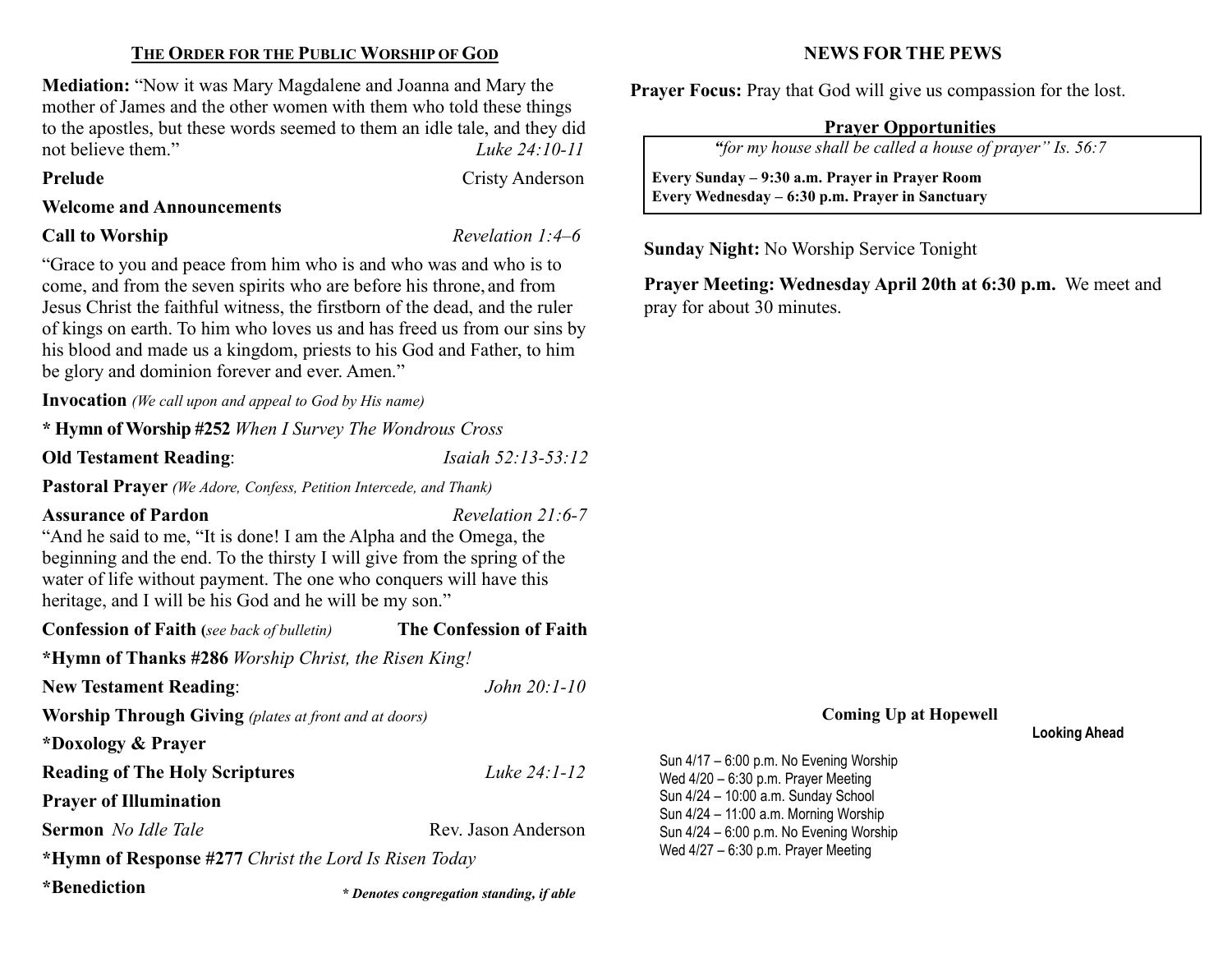## THE ORDER FOR THE PUBLIC WORSHIP OF GOD

**Mediation:** "Now it was Mary Magdalene and Joanna and Mary the mother of James and the other women with them who told these things to the apostles, but these words seemed to them an idle tale, and they did not believe them." *Luke 24:10-11*

**Prelude** Cristy Anderson

**Welcome and Announcements**

**Call to Worship** *Revelation 1:4–6*

"Grace to you and peace from him who is and who was and who is to come, and from the seven spirits who are before his throne, and from Jesus Christ the faithful witness, the firstborn of the dead, and the ruler of kings on earth. To him who loves us and has freed us from our sins by his blood and made us a kingdom, priests to his God and Father, to him be glory and dominion forever and ever. Amen."

**Invocation** *(We call upon and appeal to God by His name)*

**\* Hymn of Worship #252** *When I Survey The Wondrous Cross*

**Old Testament Reading**: *Isaiah 52:13-53:12*

**Pastoral Prayer** *(We Adore, Confess, Petition Intercede, and Thank)*

**Assurance of Pardon** *Revelation 21:6-7*

"And he said to me, "It is done! I am the Alpha and the Omega, the beginning and the end. To the thirsty I will give from the spring of the water of life without payment. The one who conquers will have this heritage, and I will be his God and he will be my son."

**Confession of Faith (***see back of bulletin)* **The Confession of Faith**

**\*Hymn of Thanks #286** *Worship Christ, the Risen King!*

**New Testament Reading**: *John 20:1-10*

**Worship Through Giving** *(plates at front and at doors)*

**\*Doxology & Prayer**

**Reading of The Holy Scriptures** *Luke 24:1-12*

**Prayer of Illumination**

**Sermon** *No Idle Tale* Rev. Jason Anderson

**\*Hymn of Response #277** *Christ the Lord Is Risen Today*

**\*Benediction**

***\* Denotes congregation standing, if able***

## NEWS FOR THE PEWS

**Prayer Focus:** Pray that God will give us compassion for the lost.

**Prayer Opportunities**

*"for my house shall be called a house of prayer" Is. 56:7*

**Every Sunday – 9:30 a.m. Prayer in Prayer Room**
**Every Wednesday – 6:30 p.m. Prayer in Sanctuary**

**Sunday Night:** No Worship Service Tonight

**Prayer Meeting: Wednesday April 20th at 6:30 p.m.** We meet and pray for about 30 minutes.

**Coming Up at Hopewell**

**Looking Ahead**

Sun 4/17 – 6:00 p.m. No Evening Worship
Wed 4/20 – 6:30 p.m. Prayer Meeting
Sun 4/24 – 10:00 a.m. Sunday School
Sun 4/24 – 11:00 a.m. Morning Worship
Sun 4/24 – 6:00 p.m. No Evening Worship
Wed 4/27 – 6:30 p.m. Prayer Meeting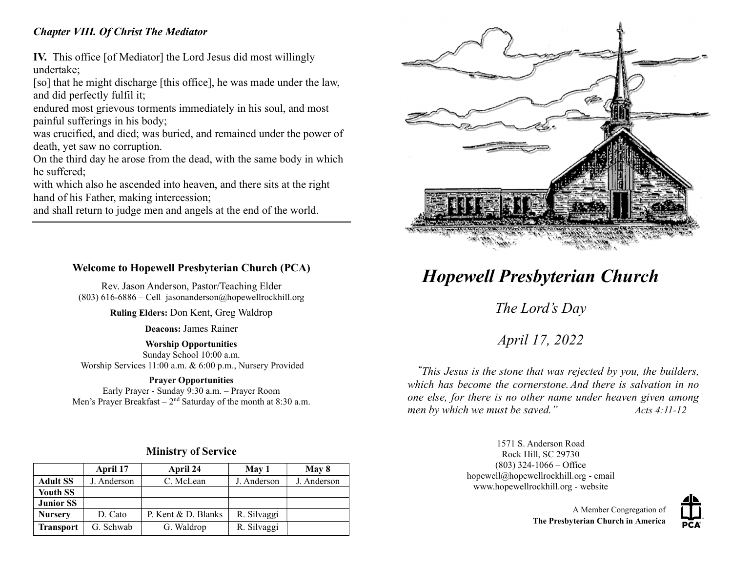*Chapter VIII. Of Christ The Mediator*

**IV.** This office [of Mediator] the Lord Jesus did most willingly undertake;
[so] that he might discharge [this office], he was made under the law, and did perfectly fulfil it;
endured most grievous torments immediately in his soul, and most painful sufferings in his body;
was crucified, and died; was buried, and remained under the power of death, yet saw no corruption.
On the third day he arose from the dead, with the same body in which he suffered;
with which also he ascended into heaven, and there sits at the right hand of his Father, making intercession;
and shall return to judge men and angels at the end of the world.

---

**Welcome to Hopewell Presbyterian Church (PCA)**

Rev. Jason Anderson, Pastor/Teaching Elder
(803) 616-6886 – Cell jasonanderson@hopewellrockhill.org

**Ruling Elders:** Don Kent, Greg Waldrop

**Deacons:** James Rainer

**Worship Opportunities**
Sunday School 10:00 a.m.
Worship Services 11:00 a.m. & 6:00 p.m., Nursery Provided

**Prayer Opportunities**
Early Prayer - Sunday 9:30 a.m. – Prayer Room
Men's Prayer Breakfast – 2nd Saturday of the month at 8:30 a.m.

**Ministry of Service**

| | April 17 | April 24 | May 1 | May 8 |
|---|---|---|---|---|
| **Adult SS** | J. Anderson | C. McLean | J. Anderson | J. Anderson |
| **Youth SS** | | | | |
| **Junior SS** | | | | |
| **Nursery** | D. Cato | P. Kent & D. Blanks | R. Silvaggi | |
| **Transport** | G. Schwab | G. Waldrop | R. Silvaggi | |

# *Hopewell Presbyterian Church*

*The Lord's Day*

*April 17, 2022*

*"This Jesus is the stone that was rejected by you, the builders, which has become the cornerstone. And there is salvation in no one else, for there is no other name under heaven given among men by which we must be saved."* *Acts 4:11-12*

1571 S. Anderson Road
Rock Hill, SC 29730
(803) 324-1066 – Office
hopewell@hopewellrockhill.org - email
www.hopewellrockhill.org - website

A Member Congregation of
**The Presbyterian Church in America**

PCA